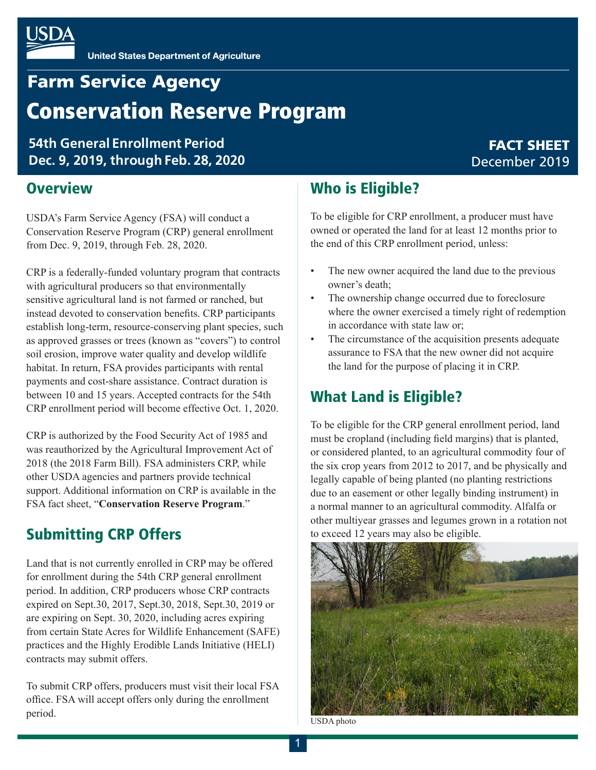USDA

United States Department of Agriculture

# Farm Service Agency

# Conservation Reserve Program

**54th General Enrollment Period**
**Dec. 9, 2019, through Feb. 28, 2020**

**FACT SHEET**
December 2019

## Overview

USDA's Farm Service Agency (FSA) will conduct a Conservation Reserve Program (CRP) general enrollment from Dec. 9, 2019, through Feb. 28, 2020.

CRP is a federally-funded voluntary program that contracts with agricultural producers so that environmentally sensitive agricultural land is not farmed or ranched, but instead devoted to conservation benefits. CRP participants establish long-term, resource-conserving plant species, such as approved grasses or trees (known as "covers") to control soil erosion, improve water quality and develop wildlife habitat. In return, FSA provides participants with rental payments and cost-share assistance. Contract duration is between 10 and 15 years. Accepted contracts for the 54th CRP enrollment period will become effective Oct. 1, 2020.

CRP is authorized by the Food Security Act of 1985 and was reauthorized by the Agricultural Improvement Act of 2018 (the 2018 Farm Bill). FSA administers CRP, while other USDA agencies and partners provide technical support. Additional information on CRP is available in the FSA fact sheet, "**Conservation Reserve Program**."

## Submitting CRP Offers

Land that is not currently enrolled in CRP may be offered for enrollment during the 54th CRP general enrollment period. In addition, CRP producers whose CRP contracts expired on Sept.30, 2017, Sept.30, 2018, Sept.30, 2019 or are expiring on Sept. 30, 2020, including acres expiring from certain State Acres for Wildlife Enhancement (SAFE) practices and the Highly Erodible Lands Initiative (HELI) contracts may submit offers.

To submit CRP offers, producers must visit their local FSA office. FSA will accept offers only during the enrollment period.

## Who is Eligible?

To be eligible for CRP enrollment, a producer must have owned or operated the land for at least 12 months prior to the end of this CRP enrollment period, unless:

- The new owner acquired the land due to the previous owner's death;
- The ownership change occurred due to foreclosure where the owner exercised a timely right of redemption in accordance with state law or;
- The circumstance of the acquisition presents adequate assurance to FSA that the new owner did not acquire the land for the purpose of placing it in CRP.

## What Land is Eligible?

To be eligible for the CRP general enrollment period, land must be cropland (including field margins) that is planted, or considered planted, to an agricultural commodity four of the six crop years from 2012 to 2017, and be physically and legally capable of being planted (no planting restrictions due to an easement or other legally binding instrument) in a normal manner to an agricultural commodity. Alfalfa or other multiyear grasses and legumes grown in a rotation not to exceed 12 years may also be eligible.

USDA photo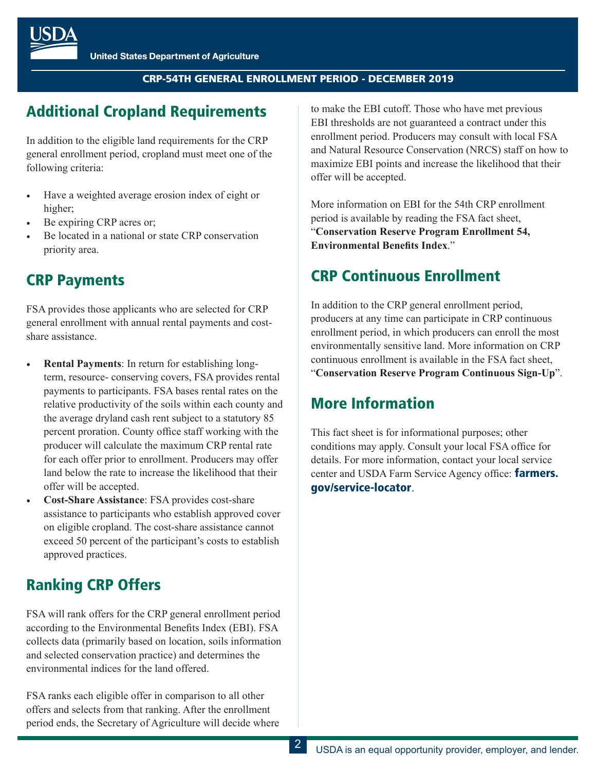## Additional Cropland Requirements

In addition to the eligible land requirements for the CRP general enrollment period, cropland must meet one of the following criteria:

- Have a weighted average erosion index of eight or higher;
- Be expiring CRP acres or;
- Be located in a national or state CRP conservation priority area.

## CRP Payments

FSA provides those applicants who are selected for CRP general enrollment with annual rental payments and cost-share assistance.

- **Rental Payments**: In return for establishing long-term, resource- conserving covers, FSA provides rental payments to participants. FSA bases rental rates on the relative productivity of the soils within each county and the average dryland cash rent subject to a statutory 85 percent proration. County office staff working with the producer will calculate the maximum CRP rental rate for each offer prior to enrollment. Producers may offer land below the rate to increase the likelihood that their offer will be accepted.
- **Cost-Share Assistance**: FSA provides cost-share assistance to participants who establish approved cover on eligible cropland. The cost-share assistance cannot exceed 50 percent of the participant's costs to establish approved practices.

## Ranking CRP Offers

FSA will rank offers for the CRP general enrollment period according to the Environmental Benefits Index (EBI). FSA collects data (primarily based on location, soils information and selected conservation practice) and determines the environmental indices for the land offered.

FSA ranks each eligible offer in comparison to all other offers and selects from that ranking. After the enrollment period ends, the Secretary of Agriculture will decide where to make the EBI cutoff. Those who have met previous EBI thresholds are not guaranteed a contract under this enrollment period. Producers may consult with local FSA and Natural Resource Conservation (NRCS) staff on how to maximize EBI points and increase the likelihood that their offer will be accepted.

More information on EBI for the 54th CRP enrollment period is available by reading the FSA fact sheet, "**Conservation Reserve Program Enrollment 54, Environmental Benefits Index**."

## CRP Continuous Enrollment

In addition to the CRP general enrollment period, producers at any time can participate in CRP continuous enrollment period, in which producers can enroll the most environmentally sensitive land. More information on CRP continuous enrollment is available in the FSA fact sheet, "**Conservation Reserve Program Continuous Sign-Up**".

## More Information

This fact sheet is for informational purposes; other conditions may apply. Consult your local FSA office for details. For more information, contact your local service center and USDA Farm Service Agency office: **farmers.gov/service-locator**.